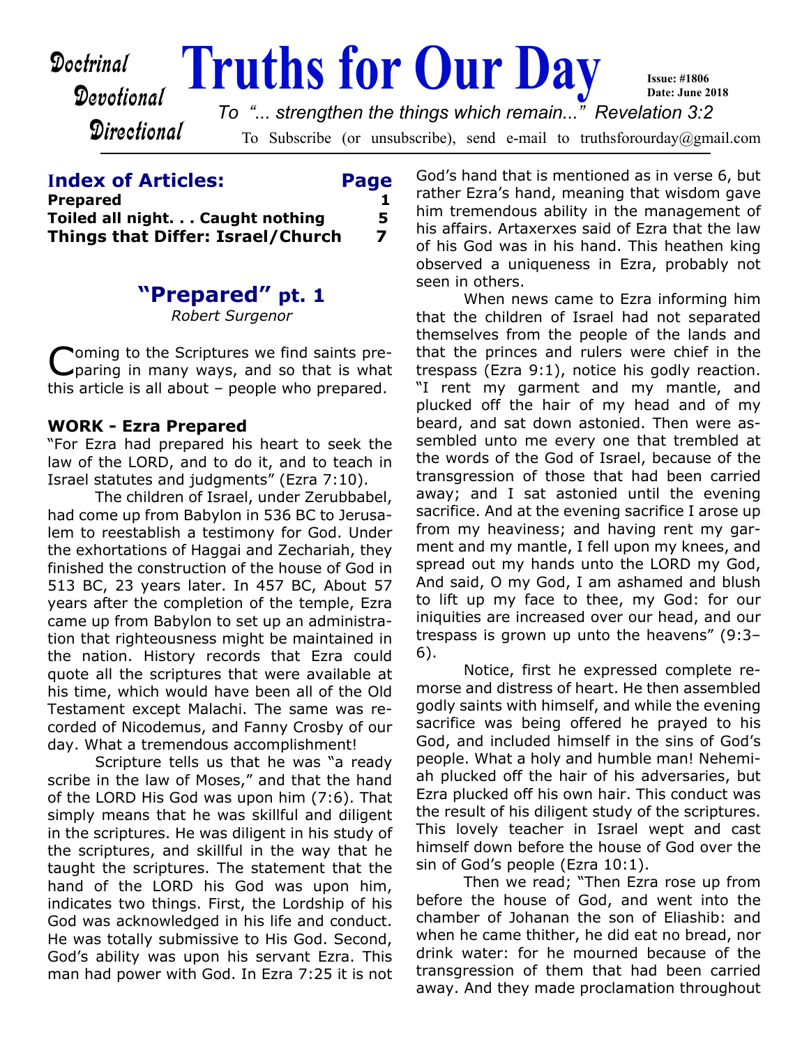Doctrinal
Devotional
Directional

# Truths for Our Day

**Issue: #1806**
**Date: June 2018**

*To "... strengthen the things which remain..." Revelation 3:2*

To Subscribe (or unsubscribe), send e-mail to truthsforourday@gmail.com

## Index of Articles:

| Index of Articles: | Page |
|---|---|
| **Prepared** | **1** |
| **Toiled all night. . . Caught nothing** | **5** |
| **Things that Differ: Israel/Church** | **7** |

## "Prepared" pt. 1

*Robert Surgenor*

Coming to the Scriptures we find saints preparing in many ways, and so that is what this article is all about – people who prepared.

### WORK - Ezra Prepared

"For Ezra had prepared his heart to seek the law of the LORD, and to do it, and to teach in Israel statutes and judgments" (Ezra 7:10).

The children of Israel, under Zerubbabel, had come up from Babylon in 536 BC to Jerusalem to reestablish a testimony for God. Under the exhortations of Haggai and Zechariah, they finished the construction of the house of God in 513 BC, 23 years later. In 457 BC, About 57 years after the completion of the temple, Ezra came up from Babylon to set up an administration that righteousness might be maintained in the nation. History records that Ezra could quote all the scriptures that were available at his time, which would have been all of the Old Testament except Malachi. The same was recorded of Nicodemus, and Fanny Crosby of our day. What a tremendous accomplishment!

Scripture tells us that he was "a ready scribe in the law of Moses," and that the hand of the LORD His God was upon him (7:6). That simply means that he was skillful and diligent in the scriptures. He was diligent in his study of the scriptures, and skillful in the way that he taught the scriptures. The statement that the hand of the LORD his God was upon him, indicates two things. First, the Lordship of his God was acknowledged in his life and conduct. He was totally submissive to His God. Second, God's ability was upon his servant Ezra. This man had power with God. In Ezra 7:25 it is not God's hand that is mentioned as in verse 6, but rather Ezra's hand, meaning that wisdom gave him tremendous ability in the management of his affairs. Artaxerxes said of Ezra that the law of his God was in his hand. This heathen king observed a uniqueness in Ezra, probably not seen in others.

When news came to Ezra informing him that the children of Israel had not separated themselves from the people of the lands and that the princes and rulers were chief in the trespass (Ezra 9:1), notice his godly reaction. "I rent my garment and my mantle, and plucked off the hair of my head and of my beard, and sat down astonied. Then were assembled unto me every one that trembled at the words of the God of Israel, because of the transgression of those that had been carried away; and I sat astonied until the evening sacrifice. And at the evening sacrifice I arose up from my heaviness; and having rent my garment and my mantle, I fell upon my knees, and spread out my hands unto the LORD my God, And said, O my God, I am ashamed and blush to lift up my face to thee, my God: for our iniquities are increased over our head, and our trespass is grown up unto the heavens" (9:3–6).

Notice, first he expressed complete remorse and distress of heart. He then assembled godly saints with himself, and while the evening sacrifice was being offered he prayed to his God, and included himself in the sins of God's people. What a holy and humble man! Nehemiah plucked off the hair of his adversaries, but Ezra plucked off his own hair. This conduct was the result of his diligent study of the scriptures. This lovely teacher in Israel wept and cast himself down before the house of God over the sin of God's people (Ezra 10:1).

Then we read; "Then Ezra rose up from before the house of God, and went into the chamber of Johanan the son of Eliashib: and when he came thither, he did eat no bread, nor drink water: for he mourned because of the transgression of them that had been carried away. And they made proclamation throughout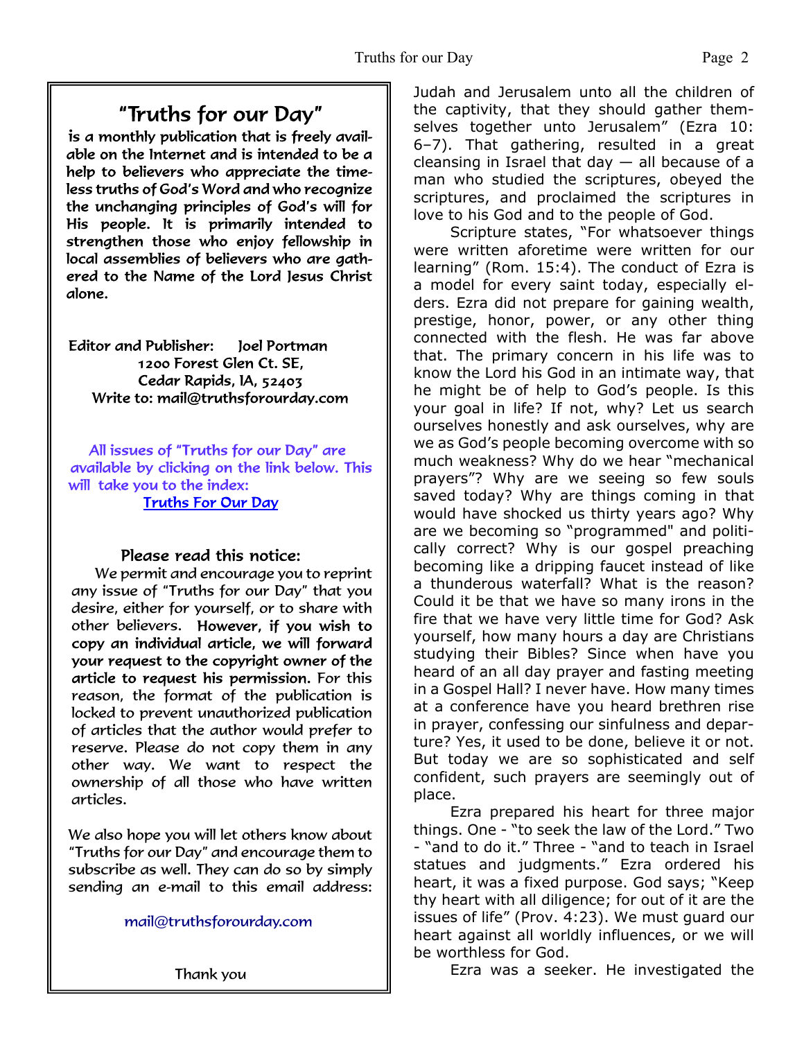## "Truths for our Day"

is a monthly publication that is freely available on the Internet and is intended to be a help to believers who appreciate the timeless truths of God's Word and who recognize the unchanging principles of God's will for His people. It is primarily intended to strengthen those who enjoy fellowship in local assemblies of believers who are gathered to the Name of the Lord Jesus Christ alone.

Editor and Publisher: Joel Portman
1200 Forest Glen Ct. SE,
Cedar Rapids, IA, 52403
Write to: mail@truthsforourday.com

All issues of "Truths for our Day" are available by clicking on the link below. This will take you to the index:
Truths For Our Day

### Please read this notice:

We permit and encourage you to reprint any issue of "Truths for our Day" that you desire, either for yourself, or to share with other believers. **However, if you wish to copy an individual article, we will forward your request to the copyright owner of the article to request his permission.** For this reason, the format of the publication is locked to prevent unauthorized publication of articles that the author would prefer to reserve. Please do not copy them in any other way. We want to respect the ownership of all those who have written articles.

We also hope you will let others know about "Truths for our Day" and encourage them to subscribe as well. They can do so by simply sending an e-mail to this email address:

mail@truthsforourday.com

Thank you

Judah and Jerusalem unto all the children of the captivity, that they should gather themselves together unto Jerusalem" (Ezra 10: 6–7). That gathering, resulted in a great cleansing in Israel that day — all because of a man who studied the scriptures, obeyed the scriptures, and proclaimed the scriptures in love to his God and to the people of God.

Scripture states, "For whatsoever things were written aforetime were written for our learning" (Rom. 15:4). The conduct of Ezra is a model for every saint today, especially elders. Ezra did not prepare for gaining wealth, prestige, honor, power, or any other thing connected with the flesh. He was far above that. The primary concern in his life was to know the Lord his God in an intimate way, that he might be of help to God's people. Is this your goal in life? If not, why? Let us search ourselves honestly and ask ourselves, why are we as God's people becoming overcome with so much weakness? Why do we hear "mechanical prayers"? Why are we seeing so few souls saved today? Why are things coming in that would have shocked us thirty years ago? Why are we becoming so "programmed" and politically correct? Why is our gospel preaching becoming like a dripping faucet instead of like a thunderous waterfall? What is the reason? Could it be that we have so many irons in the fire that we have very little time for God? Ask yourself, how many hours a day are Christians studying their Bibles? Since when have you heard of an all day prayer and fasting meeting in a Gospel Hall? I never have. How many times at a conference have you heard brethren rise in prayer, confessing our sinfulness and departure? Yes, it used to be done, believe it or not. But today we are so sophisticated and self confident, such prayers are seemingly out of place.

Ezra prepared his heart for three major things. One - "to seek the law of the Lord." Two - "and to do it." Three - "and to teach in Israel statues and judgments." Ezra ordered his heart, it was a fixed purpose. God says; "Keep thy heart with all diligence; for out of it are the issues of life" (Prov. 4:23). We must guard our heart against all worldly influences, or we will be worthless for God.

Ezra was a seeker. He investigated the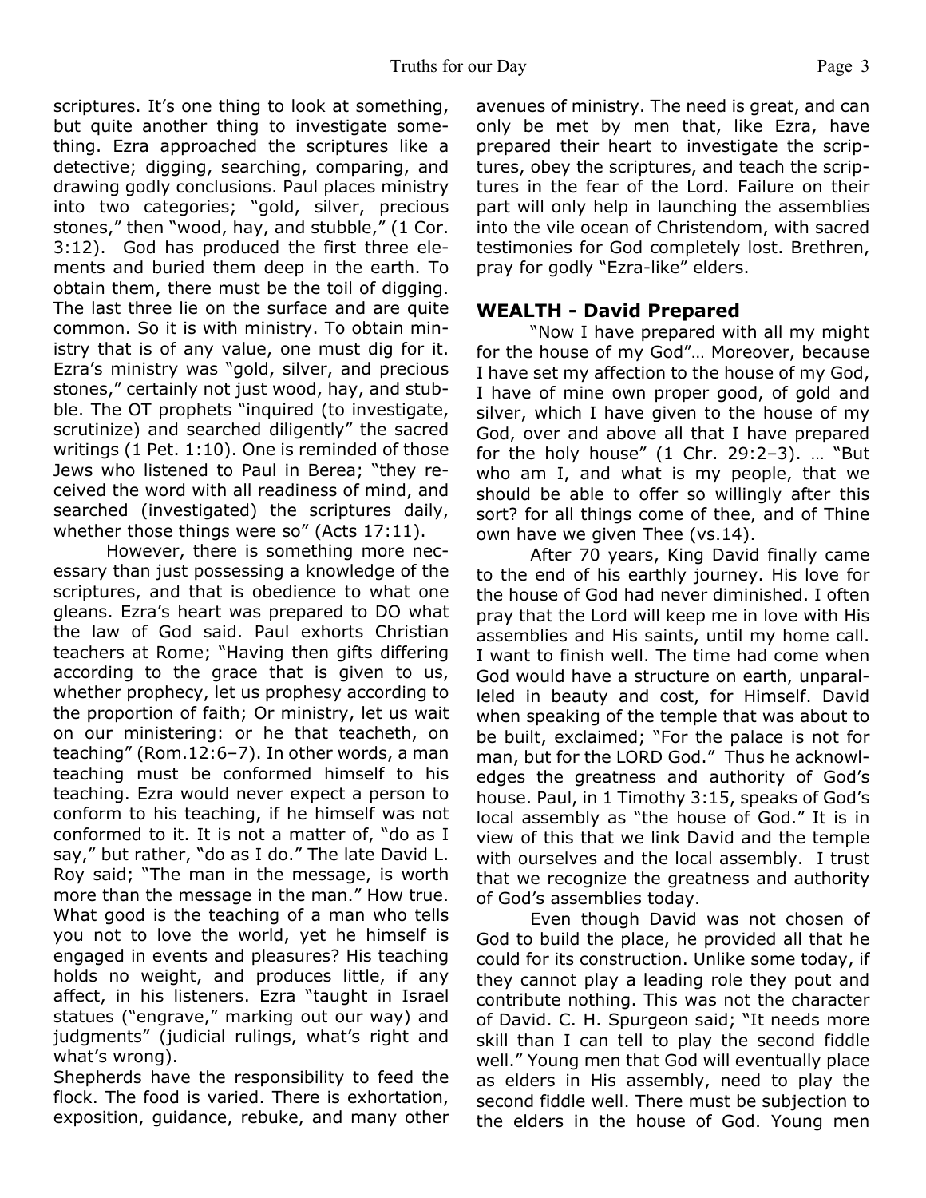scriptures. It's one thing to look at something, but quite another thing to investigate something. Ezra approached the scriptures like a detective; digging, searching, comparing, and drawing godly conclusions. Paul places ministry into two categories; "gold, silver, precious stones," then "wood, hay, and stubble," (1 Cor. 3:12). God has produced the first three elements and buried them deep in the earth. To obtain them, there must be the toil of digging. The last three lie on the surface and are quite common. So it is with ministry. To obtain ministry that is of any value, one must dig for it. Ezra's ministry was "gold, silver, and precious stones," certainly not just wood, hay, and stubble. The OT prophets "inquired (to investigate, scrutinize) and searched diligently" the sacred writings (1 Pet. 1:10). One is reminded of those Jews who listened to Paul in Berea; "they received the word with all readiness of mind, and searched (investigated) the scriptures daily, whether those things were so" (Acts 17:11).

However, there is something more necessary than just possessing a knowledge of the scriptures, and that is obedience to what one gleans. Ezra's heart was prepared to DO what the law of God said. Paul exhorts Christian teachers at Rome; "Having then gifts differing according to the grace that is given to us, whether prophecy, let us prophesy according to the proportion of faith; Or ministry, let us wait on our ministering: or he that teacheth, on teaching" (Rom.12:6–7). In other words, a man teaching must be conformed himself to his teaching. Ezra would never expect a person to conform to his teaching, if he himself was not conformed to it. It is not a matter of, "do as I say," but rather, "do as I do." The late David L. Roy said; "The man in the message, is worth more than the message in the man." How true. What good is the teaching of a man who tells you not to love the world, yet he himself is engaged in events and pleasures? His teaching holds no weight, and produces little, if any affect, in his listeners. Ezra "taught in Israel statues ("engrave," marking out our way) and judgments" (judicial rulings, what's right and what's wrong).

Shepherds have the responsibility to feed the flock. The food is varied. There is exhortation, exposition, guidance, rebuke, and many other avenues of ministry. The need is great, and can only be met by men that, like Ezra, have prepared their heart to investigate the scriptures, obey the scriptures, and teach the scriptures in the fear of the Lord. Failure on their part will only help in launching the assemblies into the vile ocean of Christendom, with sacred testimonies for God completely lost. Brethren, pray for godly "Ezra-like" elders.

## WEALTH - David Prepared

"Now I have prepared with all my might for the house of my God"… Moreover, because I have set my affection to the house of my God, I have of mine own proper good, of gold and silver, which I have given to the house of my God, over and above all that I have prepared for the holy house" (1 Chr. 29:2–3). … "But who am I, and what is my people, that we should be able to offer so willingly after this sort? for all things come of thee, and of Thine own have we given Thee (vs.14).

After 70 years, King David finally came to the end of his earthly journey. His love for the house of God had never diminished. I often pray that the Lord will keep me in love with His assemblies and His saints, until my home call. I want to finish well. The time had come when God would have a structure on earth, unparalleled in beauty and cost, for Himself. David when speaking of the temple that was about to be built, exclaimed; "For the palace is not for man, but for the LORD God." Thus he acknowledges the greatness and authority of God's house. Paul, in 1 Timothy 3:15, speaks of God's local assembly as "the house of God." It is in view of this that we link David and the temple with ourselves and the local assembly. I trust that we recognize the greatness and authority of God's assemblies today.

Even though David was not chosen of God to build the place, he provided all that he could for its construction. Unlike some today, if they cannot play a leading role they pout and contribute nothing. This was not the character of David. C. H. Spurgeon said; "It needs more skill than I can tell to play the second fiddle well." Young men that God will eventually place as elders in His assembly, need to play the second fiddle well. There must be subjection to the elders in the house of God. Young men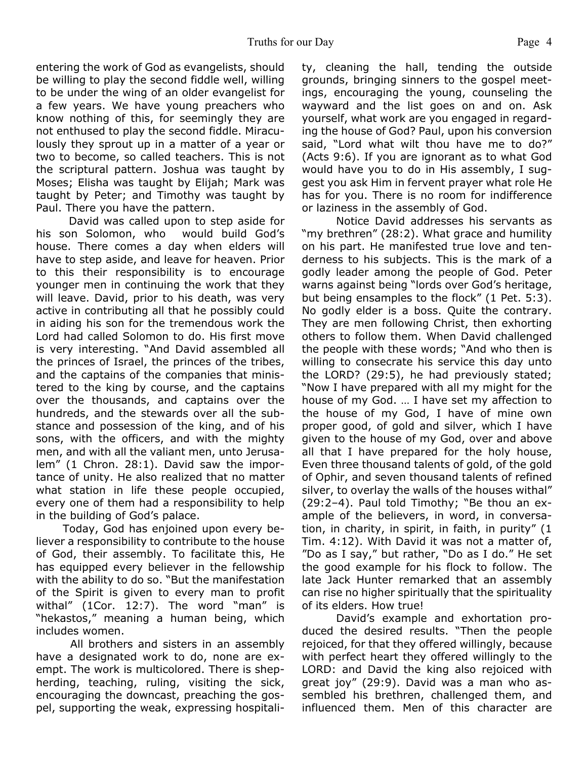entering the work of God as evangelists, should be willing to play the second fiddle well, willing to be under the wing of an older evangelist for a few years. We have young preachers who know nothing of this, for seemingly they are not enthused to play the second fiddle. Miraculously they sprout up in a matter of a year or two to become, so called teachers. This is not the scriptural pattern. Joshua was taught by Moses; Elisha was taught by Elijah; Mark was taught by Peter; and Timothy was taught by Paul. There you have the pattern.

David was called upon to step aside for his son Solomon, who would build God's house. There comes a day when elders will have to step aside, and leave for heaven. Prior to this their responsibility is to encourage younger men in continuing the work that they will leave. David, prior to his death, was very active in contributing all that he possibly could in aiding his son for the tremendous work the Lord had called Solomon to do. His first move is very interesting. "And David assembled all the princes of Israel, the princes of the tribes, and the captains of the companies that ministered to the king by course, and the captains over the thousands, and captains over the hundreds, and the stewards over all the substance and possession of the king, and of his sons, with the officers, and with the mighty men, and with all the valiant men, unto Jerusalem" (1 Chron. 28:1). David saw the importance of unity. He also realized that no matter what station in life these people occupied, every one of them had a responsibility to help in the building of God's palace.

Today, God has enjoined upon every believer a responsibility to contribute to the house of God, their assembly. To facilitate this, He has equipped every believer in the fellowship with the ability to do so. "But the manifestation of the Spirit is given to every man to profit withal" (1Cor. 12:7). The word "man" is "hekastos," meaning a human being, which includes women.

All brothers and sisters in an assembly have a designated work to do, none are exempt. The work is multicolored. There is shepherding, teaching, ruling, visiting the sick, encouraging the downcast, preaching the gospel, supporting the weak, expressing hospitality, cleaning the hall, tending the outside grounds, bringing sinners to the gospel meetings, encouraging the young, counseling the wayward and the list goes on and on. Ask yourself, what work are you engaged in regarding the house of God? Paul, upon his conversion said, "Lord what wilt thou have me to do?" (Acts 9:6). If you are ignorant as to what God would have you to do in His assembly, I suggest you ask Him in fervent prayer what role He has for you. There is no room for indifference or laziness in the assembly of God.

Notice David addresses his servants as "my brethren" (28:2). What grace and humility on his part. He manifested true love and tenderness to his subjects. This is the mark of a godly leader among the people of God. Peter warns against being "lords over God's heritage, but being ensamples to the flock" (1 Pet. 5:3). No godly elder is a boss. Quite the contrary. They are men following Christ, then exhorting others to follow them. When David challenged the people with these words; "And who then is willing to consecrate his service this day unto the LORD? (29:5), he had previously stated; "Now I have prepared with all my might for the house of my God. … I have set my affection to the house of my God, I have of mine own proper good, of gold and silver, which I have given to the house of my God, over and above all that I have prepared for the holy house, Even three thousand talents of gold, of the gold of Ophir, and seven thousand talents of refined silver, to overlay the walls of the houses withal" (29:2–4). Paul told Timothy; "Be thou an example of the believers, in word, in conversation, in charity, in spirit, in faith, in purity" (1 Tim. 4:12). With David it was not a matter of, "Do as I say," but rather, "Do as I do." He set the good example for his flock to follow. The late Jack Hunter remarked that an assembly can rise no higher spiritually that the spirituality of its elders. How true!

David's example and exhortation produced the desired results. "Then the people rejoiced, for that they offered willingly, because with perfect heart they offered willingly to the LORD: and David the king also rejoiced with great joy" (29:9). David was a man who assembled his brethren, challenged them, and influenced them. Men of this character are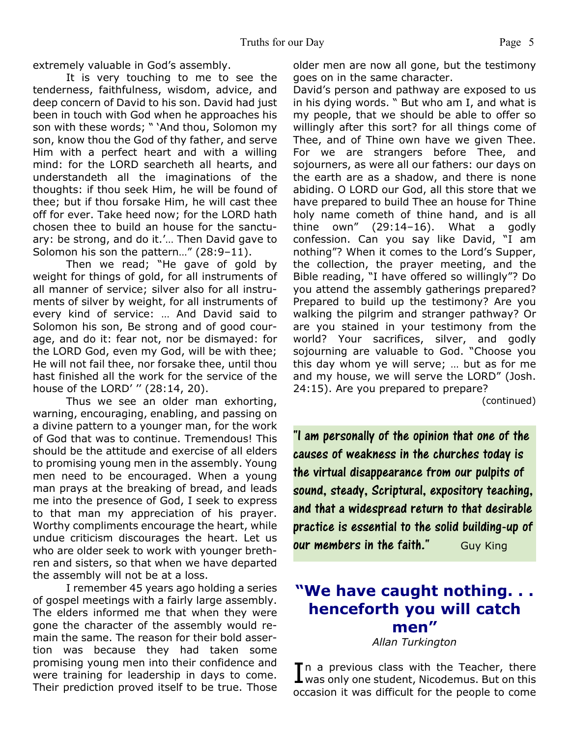extremely valuable in God's assembly.

It is very touching to me to see the tenderness, faithfulness, wisdom, advice, and deep concern of David to his son. David had just been in touch with God when he approaches his son with these words; " 'And thou, Solomon my son, know thou the God of thy father, and serve Him with a perfect heart and with a willing mind: for the LORD searcheth all hearts, and understandeth all the imaginations of the thoughts: if thou seek Him, he will be found of thee; but if thou forsake Him, he will cast thee off for ever. Take heed now; for the LORD hath chosen thee to build an house for the sanctuary: be strong, and do it.'… Then David gave to Solomon his son the pattern…" (28:9–11).

Then we read; "He gave of gold by weight for things of gold, for all instruments of all manner of service; silver also for all instruments of silver by weight, for all instruments of every kind of service: … And David said to Solomon his son, Be strong and of good courage, and do it: fear not, nor be dismayed: for the LORD God, even my God, will be with thee; He will not fail thee, nor forsake thee, until thou hast finished all the work for the service of the house of the LORD' '' (28:14, 20).

Thus we see an older man exhorting, warning, encouraging, enabling, and passing on a divine pattern to a younger man, for the work of God that was to continue. Tremendous! This should be the attitude and exercise of all elders to promising young men in the assembly. Young men need to be encouraged. When a young man prays at the breaking of bread, and leads me into the presence of God, I seek to express to that man my appreciation of his prayer. Worthy compliments encourage the heart, while undue criticism discourages the heart. Let us who are older seek to work with younger brethren and sisters, so that when we have departed the assembly will not be at a loss.

I remember 45 years ago holding a series of gospel meetings with a fairly large assembly. The elders informed me that when they were gone the character of the assembly would remain the same. The reason for their bold assertion was because they had taken some promising young men into their confidence and were training for leadership in days to come. Their prediction proved itself to be true. Those older men are now all gone, but the testimony goes on in the same character.

David's person and pathway are exposed to us in his dying words. " But who am I, and what is my people, that we should be able to offer so willingly after this sort? for all things come of Thee, and of Thine own have we given Thee. For we are strangers before Thee, and sojourners, as were all our fathers: our days on the earth are as a shadow, and there is none abiding. O LORD our God, all this store that we have prepared to build Thee an house for Thine holy name cometh of thine hand, and is all thine own" (29:14–16). What a godly confession. Can you say like David, "I am nothing"? When it comes to the Lord's Supper, the collection, the prayer meeting, and the Bible reading, "I have offered so willingly"? Do you attend the assembly gatherings prepared? Prepared to build up the testimony? Are you walking the pilgrim and stranger pathway? Or are you stained in your testimony from the world? Your sacrifices, silver, and godly sojourning are valuable to God. "Choose you this day whom ye will serve; … but as for me and my house, we will serve the LORD" (Josh. 24:15). Are you prepared to prepare?

(continued)

**"I am personally of the opinion that one of the causes of weakness in the churches today is the virtual disappearance from our pulpits of sound, steady, Scriptural, expository teaching, and that a widespread return to that desirable practice is essential to the solid building-up of our members in the faith."** Guy King

## "We have caught nothing. . . henceforth you will catch men"

*Allan Turkington*

In a previous class with the Teacher, there was only one student, Nicodemus. But on this occasion it was difficult for the people to come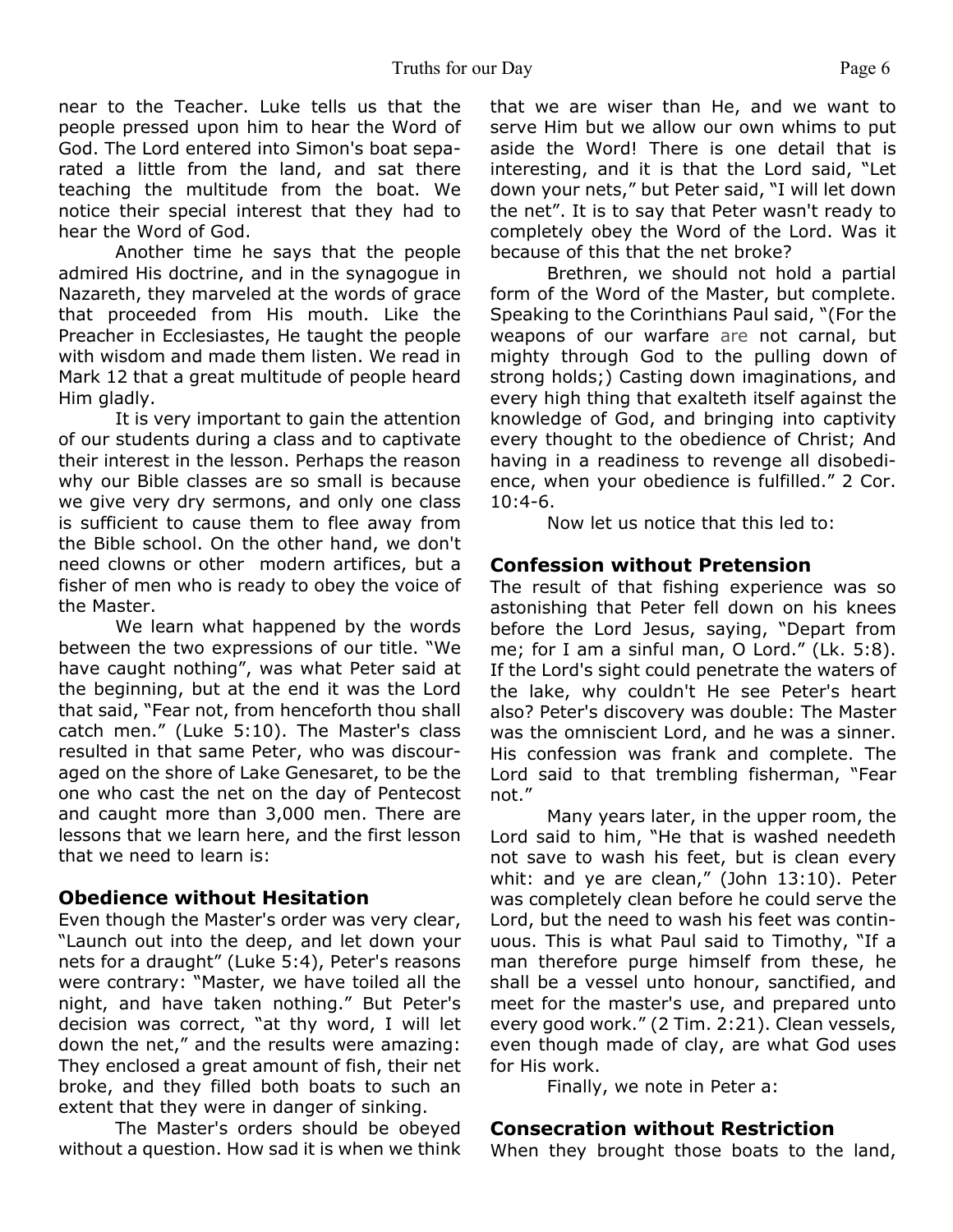near to the Teacher. Luke tells us that the people pressed upon him to hear the Word of God. The Lord entered into Simon's boat separated a little from the land, and sat there teaching the multitude from the boat. We notice their special interest that they had to hear the Word of God.

Another time he says that the people admired His doctrine, and in the synagogue in Nazareth, they marveled at the words of grace that proceeded from His mouth. Like the Preacher in Ecclesiastes, He taught the people with wisdom and made them listen. We read in Mark 12 that a great multitude of people heard Him gladly.

It is very important to gain the attention of our students during a class and to captivate their interest in the lesson. Perhaps the reason why our Bible classes are so small is because we give very dry sermons, and only one class is sufficient to cause them to flee away from the Bible school. On the other hand, we don't need clowns or other modern artifices, but a fisher of men who is ready to obey the voice of the Master.

We learn what happened by the words between the two expressions of our title. "We have caught nothing", was what Peter said at the beginning, but at the end it was the Lord that said, "Fear not, from henceforth thou shall catch men." (Luke 5:10). The Master's class resulted in that same Peter, who was discouraged on the shore of Lake Genesaret, to be the one who cast the net on the day of Pentecost and caught more than 3,000 men. There are lessons that we learn here, and the first lesson that we need to learn is:

### Obedience without Hesitation

Even though the Master's order was very clear, "Launch out into the deep, and let down your nets for a draught" (Luke 5:4), Peter's reasons were contrary: "Master, we have toiled all the night, and have taken nothing." But Peter's decision was correct, "at thy word, I will let down the net," and the results were amazing: They enclosed a great amount of fish, their net broke, and they filled both boats to such an extent that they were in danger of sinking.

The Master's orders should be obeyed without a question. How sad it is when we think that we are wiser than He, and we want to serve Him but we allow our own whims to put aside the Word! There is one detail that is interesting, and it is that the Lord said, "Let down your nets," but Peter said, "I will let down the net". It is to say that Peter wasn't ready to completely obey the Word of the Lord. Was it because of this that the net broke?

Brethren, we should not hold a partial form of the Word of the Master, but complete. Speaking to the Corinthians Paul said, "(For the weapons of our warfare are not carnal, but mighty through God to the pulling down of strong holds;) Casting down imaginations, and every high thing that exalteth itself against the knowledge of God, and bringing into captivity every thought to the obedience of Christ; And having in a readiness to revenge all disobedience, when your obedience is fulfilled." 2 Cor. 10:4-6.

Now let us notice that this led to:

### Confession without Pretension

The result of that fishing experience was so astonishing that Peter fell down on his knees before the Lord Jesus, saying, "Depart from me; for I am a sinful man, O Lord." (Lk. 5:8). If the Lord's sight could penetrate the waters of the lake, why couldn't He see Peter's heart also? Peter's discovery was double: The Master was the omniscient Lord, and he was a sinner. His confession was frank and complete. The Lord said to that trembling fisherman, "Fear not."

Many years later, in the upper room, the Lord said to him, "He that is washed needeth not save to wash his feet, but is clean every whit: and ye are clean," (John 13:10). Peter was completely clean before he could serve the Lord, but the need to wash his feet was continuous. This is what Paul said to Timothy, "If a man therefore purge himself from these, he shall be a vessel unto honour, sanctified, and meet for the master's use, and prepared unto every good work." (2 Tim. 2:21). Clean vessels, even though made of clay, are what God uses for His work.

Finally, we note in Peter a:

### Consecration without Restriction

When they brought those boats to the land,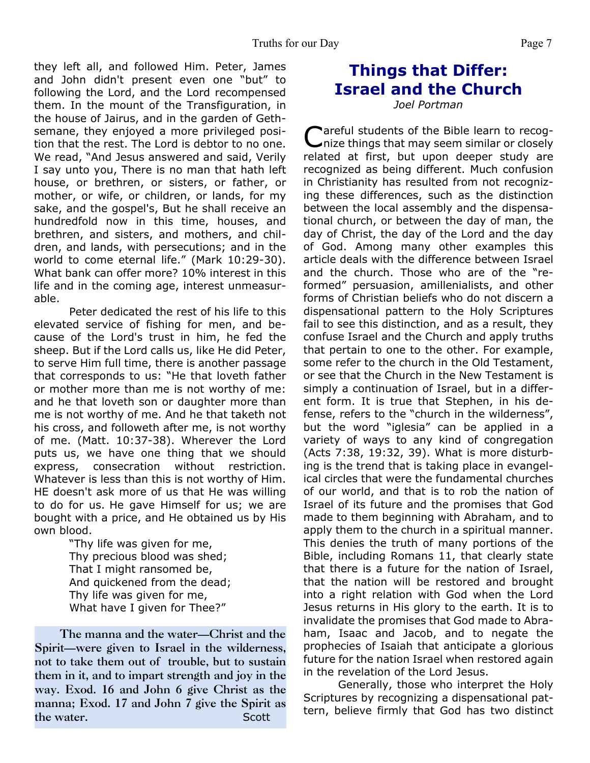they left all, and followed Him. Peter, James and John didn't present even one "but" to following the Lord, and the Lord recompensed them. In the mount of the Transfiguration, in the house of Jairus, and in the garden of Gethsemane, they enjoyed a more privileged position that the rest. The Lord is debtor to no one. We read, "And Jesus answered and said, Verily I say unto you, There is no man that hath left house, or brethren, or sisters, or father, or mother, or wife, or children, or lands, for my sake, and the gospel's, But he shall receive an hundredfold now in this time, houses, and brethren, and sisters, and mothers, and children, and lands, with persecutions; and in the world to come eternal life." (Mark 10:29-30). What bank can offer more? 10% interest in this life and in the coming age, interest unmeasurable.

Peter dedicated the rest of his life to this elevated service of fishing for men, and because of the Lord's trust in him, he fed the sheep. But if the Lord calls us, like He did Peter, to serve Him full time, there is another passage that corresponds to us: "He that loveth father or mother more than me is not worthy of me: and he that loveth son or daughter more than me is not worthy of me. And he that taketh not his cross, and followeth after me, is not worthy of me. (Matt. 10:37-38). Wherever the Lord puts us, we have one thing that we should express, consecration without restriction. Whatever is less than this is not worthy of Him. HE doesn't ask more of us that He was willing to do for us. He gave Himself for us; we are bought with a price, and He obtained us by His own blood.

> "Thy life was given for me,
> Thy precious blood was shed;
> That I might ransomed be,
> And quickened from the dead;
> Thy life was given for me,
> What have I given for Thee?"

**The manna and the water—Christ and the Spirit—were given to Israel in the wilderness, not to take them out of trouble, but to sustain them in it, and to impart strength and joy in the way. Exod. 16 and John 6 give Christ as the manna; Exod. 17 and John 7 give the Spirit as the water.** Scott

# Things that Differ: Israel and the Church

*Joel Portman*

Careful students of the Bible learn to recognize things that may seem similar or closely related at first, but upon deeper study are recognized as being different. Much confusion in Christianity has resulted from not recognizing these differences, such as the distinction between the local assembly and the dispensational church, or between the day of man, the day of Christ, the day of the Lord and the day of God. Among many other examples this article deals with the difference between Israel and the church. Those who are of the "reformed" persuasion, amillenialists, and other forms of Christian beliefs who do not discern a dispensational pattern to the Holy Scriptures fail to see this distinction, and as a result, they confuse Israel and the Church and apply truths that pertain to one to the other. For example, some refer to the church in the Old Testament, or see that the Church in the New Testament is simply a continuation of Israel, but in a different form. It is true that Stephen, in his defense, refers to the "church in the wilderness", but the word "iglesia" can be applied in a variety of ways to any kind of congregation (Acts 7:38, 19:32, 39). What is more disturbing is the trend that is taking place in evangelical circles that were the fundamental churches of our world, and that is to rob the nation of Israel of its future and the promises that God made to them beginning with Abraham, and to apply them to the church in a spiritual manner. This denies the truth of many portions of the Bible, including Romans 11, that clearly state that there is a future for the nation of Israel, that the nation will be restored and brought into a right relation with God when the Lord Jesus returns in His glory to the earth. It is to invalidate the promises that God made to Abraham, Isaac and Jacob, and to negate the prophecies of Isaiah that anticipate a glorious future for the nation Israel when restored again in the revelation of the Lord Jesus.

Generally, those who interpret the Holy Scriptures by recognizing a dispensational pattern, believe firmly that God has two distinct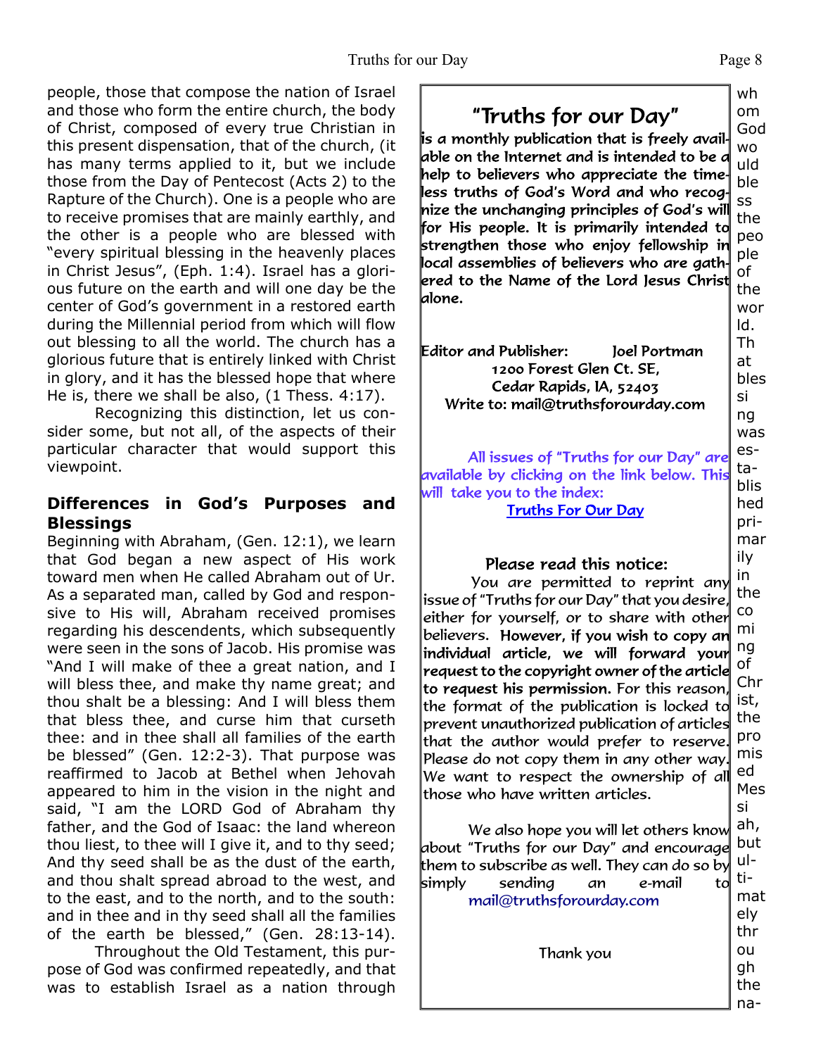people, those that compose the nation of Israel and those who form the entire church, the body of Christ, composed of every true Christian in this present dispensation, that of the church, (it has many terms applied to it, but we include those from the Day of Pentecost (Acts 2) to the Rapture of the Church). One is a people who are to receive promises that are mainly earthly, and the other is a people who are blessed with "every spiritual blessing in the heavenly places in Christ Jesus", (Eph. 1:4). Israel has a glorious future on the earth and will one day be the center of God's government in a restored earth during the Millennial period from which will flow out blessing to all the world. The church has a glorious future that is entirely linked with Christ in glory, and it has the blessed hope that where He is, there we shall be also, (1 Thess. 4:17).

Recognizing this distinction, let us consider some, but not all, of the aspects of their particular character that would support this viewpoint.

### Differences in God's Purposes and Blessings

Beginning with Abraham, (Gen. 12:1), we learn that God began a new aspect of His work toward men when He called Abraham out of Ur. As a separated man, called by God and responsive to His will, Abraham received promises regarding his descendents, which subsequently were seen in the sons of Jacob. His promise was "And I will make of thee a great nation, and I will bless thee, and make thy name great; and thou shalt be a blessing: And I will bless them that bless thee, and curse him that curseth thee: and in thee shall all families of the earth be blessed" (Gen. 12:2-3). That purpose was reaffirmed to Jacob at Bethel when Jehovah appeared to him in the vision in the night and said, "I am the LORD God of Abraham thy father, and the God of Isaac: the land whereon thou liest, to thee will I give it, and to thy seed; And thy seed shall be as the dust of the earth, and thou shalt spread abroad to the west, and to the east, and to the north, and to the south: and in thee and in thy seed shall all the families of the earth be blessed," (Gen. 28:13-14).

Throughout the Old Testament, this purpose of God was confirmed repeatedly, and that was to establish Israel as a nation through whom God would bless the people of the world. That blessing was established primarily in the coming of Christ, the promised Messiah, but ultimately through the na-

---

## "Truths for our Day"

is a monthly publication that is freely available on the Internet and is intended to be a help to believers who appreciate the timeless truths of God's Word and who recognize the unchanging principles of God's will for His people. It is primarily intended to strengthen those who enjoy fellowship in local assemblies of believers who are gathered to the Name of the Lord Jesus Christ alone.

Editor and Publisher: Joel Portman
1200 Forest Glen Ct. SE,
Cedar Rapids, IA, 52403
Write to: mail@truthsforourday.com

All issues of "Truths for our Day" are available by clicking on the link below. This will take you to the index:
Truths For Our Day

**Please read this notice:**

You are permitted to reprint any issue of "Truths for our Day" that you desire, either for yourself, or to share with other believers. **However, if you wish to copy an individual article, we will forward your request to the copyright owner of the article to request his permission.** For this reason, the format of the publication is locked to prevent unauthorized publication of articles that the author would prefer to reserve. Please do not copy them in any other way. We want to respect the ownership of all those who have written articles.

We also hope you will let others know about "Truths for our Day" and encourage them to subscribe as well. They can do so by simply sending an e-mail to mail@truthsforourday.com

Thank you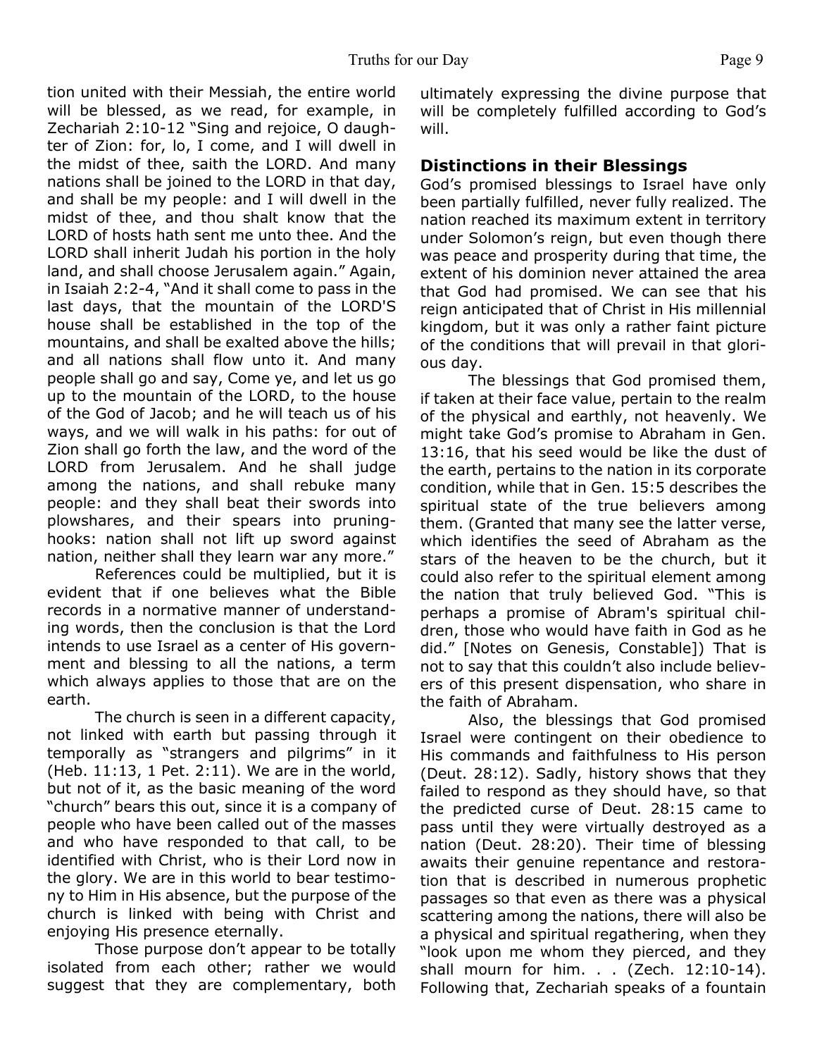tion united with their Messiah, the entire world will be blessed, as we read, for example, in Zechariah 2:10-12 "Sing and rejoice, O daughter of Zion: for, lo, I come, and I will dwell in the midst of thee, saith the LORD. And many nations shall be joined to the LORD in that day, and shall be my people: and I will dwell in the midst of thee, and thou shalt know that the LORD of hosts hath sent me unto thee. And the LORD shall inherit Judah his portion in the holy land, and shall choose Jerusalem again." Again, in Isaiah 2:2-4, "And it shall come to pass in the last days, that the mountain of the LORD'S house shall be established in the top of the mountains, and shall be exalted above the hills; and all nations shall flow unto it. And many people shall go and say, Come ye, and let us go up to the mountain of the LORD, to the house of the God of Jacob; and he will teach us of his ways, and we will walk in his paths: for out of Zion shall go forth the law, and the word of the LORD from Jerusalem. And he shall judge among the nations, and shall rebuke many people: and they shall beat their swords into plowshares, and their spears into pruninghooks: nation shall not lift up sword against nation, neither shall they learn war any more."

References could be multiplied, but it is evident that if one believes what the Bible records in a normative manner of understanding words, then the conclusion is that the Lord intends to use Israel as a center of His government and blessing to all the nations, a term which always applies to those that are on the earth.

The church is seen in a different capacity, not linked with earth but passing through it temporally as "strangers and pilgrims" in it (Heb. 11:13, 1 Pet. 2:11). We are in the world, but not of it, as the basic meaning of the word "church" bears this out, since it is a company of people who have been called out of the masses and who have responded to that call, to be identified with Christ, who is their Lord now in the glory. We are in this world to bear testimony to Him in His absence, but the purpose of the church is linked with being with Christ and enjoying His presence eternally.

Those purpose don't appear to be totally isolated from each other; rather we would suggest that they are complementary, both ultimately expressing the divine purpose that will be completely fulfilled according to God's will.

## Distinctions in their Blessings

God's promised blessings to Israel have only been partially fulfilled, never fully realized. The nation reached its maximum extent in territory under Solomon's reign, but even though there was peace and prosperity during that time, the extent of his dominion never attained the area that God had promised. We can see that his reign anticipated that of Christ in His millennial kingdom, but it was only a rather faint picture of the conditions that will prevail in that glorious day.

The blessings that God promised them, if taken at their face value, pertain to the realm of the physical and earthly, not heavenly. We might take God's promise to Abraham in Gen. 13:16, that his seed would be like the dust of the earth, pertains to the nation in its corporate condition, while that in Gen. 15:5 describes the spiritual state of the true believers among them. (Granted that many see the latter verse, which identifies the seed of Abraham as the stars of the heaven to be the church, but it could also refer to the spiritual element among the nation that truly believed God. "This is perhaps a promise of Abram's spiritual children, those who would have faith in God as he did." [Notes on Genesis, Constable]) That is not to say that this couldn't also include believers of this present dispensation, who share in the faith of Abraham.

Also, the blessings that God promised Israel were contingent on their obedience to His commands and faithfulness to His person (Deut. 28:12). Sadly, history shows that they failed to respond as they should have, so that the predicted curse of Deut. 28:15 came to pass until they were virtually destroyed as a nation (Deut. 28:20). Their time of blessing awaits their genuine repentance and restoration that is described in numerous prophetic passages so that even as there was a physical scattering among the nations, there will also be a physical and spiritual regathering, when they "look upon me whom they pierced, and they shall mourn for him. . . (Zech. 12:10-14). Following that, Zechariah speaks of a fountain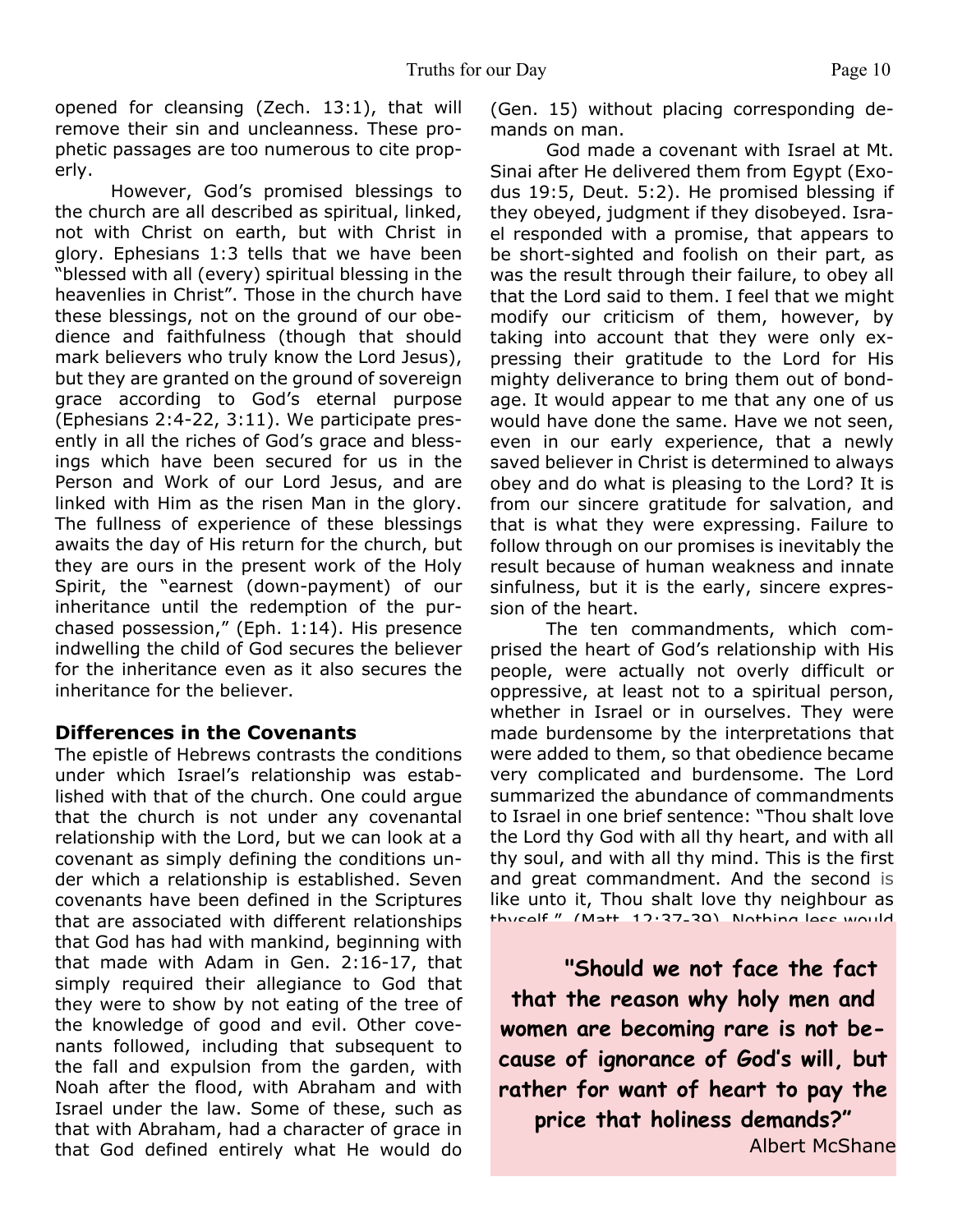opened for cleansing (Zech. 13:1), that will remove their sin and uncleanness. These prophetic passages are too numerous to cite properly.

However, God's promised blessings to the church are all described as spiritual, linked, not with Christ on earth, but with Christ in glory. Ephesians 1:3 tells that we have been "blessed with all (every) spiritual blessing in the heavenlies in Christ". Those in the church have these blessings, not on the ground of our obedience and faithfulness (though that should mark believers who truly know the Lord Jesus), but they are granted on the ground of sovereign grace according to God's eternal purpose (Ephesians 2:4-22, 3:11). We participate presently in all the riches of God's grace and blessings which have been secured for us in the Person and Work of our Lord Jesus, and are linked with Him as the risen Man in the glory. The fullness of experience of these blessings awaits the day of His return for the church, but they are ours in the present work of the Holy Spirit, the "earnest (down-payment) of our inheritance until the redemption of the purchased possession," (Eph. 1:14). His presence indwelling the child of God secures the believer for the inheritance even as it also secures the inheritance for the believer.

### Differences in the Covenants

The epistle of Hebrews contrasts the conditions under which Israel's relationship was established with that of the church. One could argue that the church is not under any covenantal relationship with the Lord, but we can look at a covenant as simply defining the conditions under which a relationship is established. Seven covenants have been defined in the Scriptures that are associated with different relationships that God has had with mankind, beginning with that made with Adam in Gen. 2:16-17, that simply required their allegiance to God that they were to show by not eating of the tree of the knowledge of good and evil. Other covenants followed, including that subsequent to the fall and expulsion from the garden, with Noah after the flood, with Abraham and with Israel under the law. Some of these, such as that with Abraham, had a character of grace in that God defined entirely what He would do (Gen. 15) without placing corresponding demands on man.

God made a covenant with Israel at Mt. Sinai after He delivered them from Egypt (Exodus 19:5, Deut. 5:2). He promised blessing if they obeyed, judgment if they disobeyed. Israel responded with a promise, that appears to be short-sighted and foolish on their part, as was the result through their failure, to obey all that the Lord said to them. I feel that we might modify our criticism of them, however, by taking into account that they were only expressing their gratitude to the Lord for His mighty deliverance to bring them out of bondage. It would appear to me that any one of us would have done the same. Have we not seen, even in our early experience, that a newly saved believer in Christ is determined to always obey and do what is pleasing to the Lord? It is from our sincere gratitude for salvation, and that is what they were expressing. Failure to follow through on our promises is inevitably the result because of human weakness and innate sinfulness, but it is the early, sincere expression of the heart.

The ten commandments, which comprised the heart of God's relationship with His people, were actually not overly difficult or oppressive, at least not to a spiritual person, whether in Israel or in ourselves. They were made burdensome by the interpretations that were added to them, so that obedience became very complicated and burdensome. The Lord summarized the abundance of commandments to Israel in one brief sentence: "Thou shalt love the Lord thy God with all thy heart, and with all thy soul, and with all thy mind. This is the first and great commandment. And the second is like unto it, Thou shalt love thy neighbour as thyself." (Matt. 12:37-39). Nothing less would

**"Should we not face the fact that the reason why holy men and women are becoming rare is not because of ignorance of God's will, but rather for want of heart to pay the price that holiness demands?"**

Albert McShane